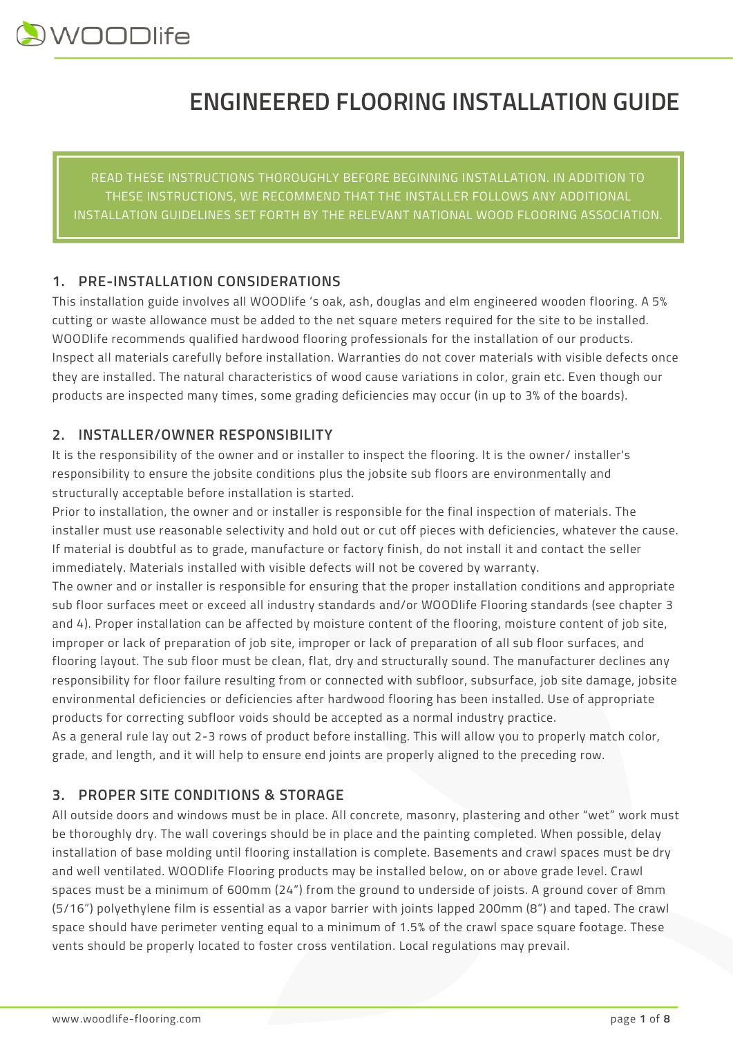# ENGINEERED FLOORING INSTALLATION GUIDE

READ THESE INSTRUCTIONS THOROUGHLY BEFORE BEGINNING INSTALLATION. IN ADDITION TO THESE INSTRUCTIONS, WE RECOMMEND THAT THE INSTALLER FOLLOWS ANY ADDITIONAL INSTALLATION GUIDELINES SET FORTH BY THE RELEVANT NATIONAL WOOD FLOORING ASSOCIATION.

## 1. PRE-INSTALLATION CONSIDERATIONS

This installation guide involves all WOODlife 's oak, ash, douglas and elm engineered wooden flooring. A 5% cutting or waste allowance must be added to the net square meters required for the site to be installed. WOODlife recommends qualified hardwood flooring professionals for the installation of our products. Inspect all materials carefully before installation. Warranties do not cover materials with visible defects once they are installed. The natural characteristics of wood cause variations in color, grain etc. Even though our products are inspected many times, some grading deficiencies may occur (in up to 3% of the boards).

## 2. INSTALLER/OWNER RESPONSIBILITY

It is the responsibility of the owner and or installer to inspect the flooring. It is the owner/ installer's responsibility to ensure the jobsite conditions plus the jobsite sub floors are environmentally and structurally acceptable before installation is started.

Prior to installation, the owner and or installer is responsible for the final inspection of materials. The installer must use reasonable selectivity and hold out or cut off pieces with deficiencies, whatever the cause. If material is doubtful as to grade, manufacture or factory finish, do not install it and contact the seller immediately. Materials installed with visible defects will not be covered by warranty.

The owner and or installer is responsible for ensuring that the proper installation conditions and appropriate sub floor surfaces meet or exceed all industry standards and/or WOODlife Flooring standards (see chapter 3 and 4). Proper installation can be affected by moisture content of the flooring, moisture content of job site, improper or lack of preparation of job site, improper or lack of preparation of all sub floor surfaces, and flooring layout. The sub floor must be clean, flat, dry and structurally sound. The manufacturer declines any responsibility for floor failure resulting from or connected with subfloor, subsurface, job site damage, jobsite environmental deficiencies or deficiencies after hardwood flooring has been installed. Use of appropriate products for correcting subfloor voids should be accepted as a normal industry practice.

As a general rule lay out 2-3 rows of product before installing. This will allow you to properly match color, grade, and length, and it will help to ensure end joints are properly aligned to the preceding row.

## 3. PROPER SITE CONDITIONS & STORAGE

All outside doors and windows must be in place. All concrete, masonry, plastering and other "wet" work must be thoroughly dry. The wall coverings should be in place and the painting completed. When possible, delay installation of base molding until flooring installation is complete. Basements and crawl spaces must be dry and well ventilated. WOODlife Flooring products may be installed below, on or above grade level. Crawl spaces must be a minimum of 600mm (24") from the ground to underside of joists. A ground cover of 8mm (5/16") polyethylene film is essential as a vapor barrier with joints lapped 200mm (8") and taped. The crawl space should have perimeter venting equal to a minimum of 1.5% of the crawl space square footage. These vents should be properly located to foster cross ventilation. Local regulations may prevail.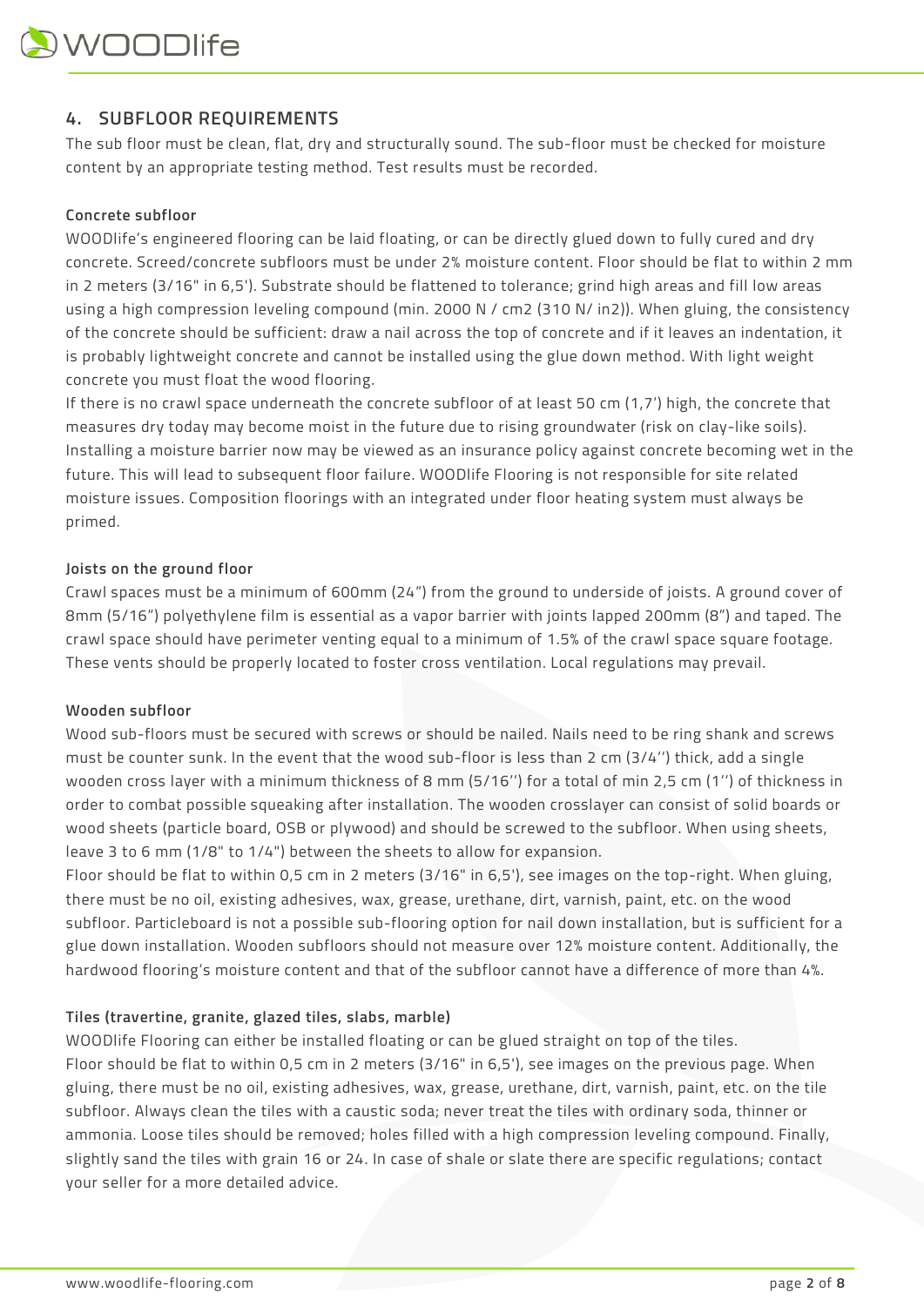## 4. SUBFLOOR REQUIREMENTS

The sub floor must be clean, flat, dry and structurally sound. The sub-floor must be checked for moisture content by an appropriate testing method. Test results must be recorded.

### Concrete subfloor

WOODlife's engineered flooring can be laid floating, or can be directly glued down to fully cured and dry concrete. Screed/concrete subfloors must be under 2% moisture content. Floor should be flat to within 2 mm in 2 meters (3/16" in 6,5'). Substrate should be flattened to tolerance; grind high areas and fill low areas using a high compression leveling compound (min. 2000 N / cm2 (310 N/ in2)). When gluing, the consistency of the concrete should be sufficient: draw a nail across the top of concrete and if it leaves an indentation, it is probably lightweight concrete and cannot be installed using the glue down method. With light weight concrete you must float the wood flooring.

If there is no crawl space underneath the concrete subfloor of at least 50 cm (1,7') high, the concrete that measures dry today may become moist in the future due to rising groundwater (risk on clay-like soils). Installing a moisture barrier now may be viewed as an insurance policy against concrete becoming wet in the future. This will lead to subsequent floor failure. WOODlife Flooring is not responsible for site related moisture issues. Composition floorings with an integrated under floor heating system must always be primed.

### Joists on the ground floor

Crawl spaces must be a minimum of 600mm (24") from the ground to underside of joists. A ground cover of 8mm (5/16") polyethylene film is essential as a vapor barrier with joints lapped 200mm (8") and taped. The crawl space should have perimeter venting equal to a minimum of 1.5% of the crawl space square footage. These vents should be properly located to foster cross ventilation. Local regulations may prevail.

### Wooden subfloor

Wood sub-floors must be secured with screws or should be nailed. Nails need to be ring shank and screws must be counter sunk. In the event that the wood sub-floor is less than 2 cm (3/4'') thick, add a single wooden cross layer with a minimum thickness of 8 mm (5/16'') for a total of min 2,5 cm (1'') of thickness in order to combat possible squeaking after installation. The wooden crosslayer can consist of solid boards or wood sheets (particle board, OSB or plywood) and should be screwed to the subfloor. When using sheets, leave 3 to 6 mm (1/8" to 1/4") between the sheets to allow for expansion.

Floor should be flat to within 0,5 cm in 2 meters (3/16" in 6,5'), see images on the top-right. When gluing, there must be no oil, existing adhesives, wax, grease, urethane, dirt, varnish, paint, etc. on the wood subfloor. Particleboard is not a possible sub-flooring option for nail down installation, but is sufficient for a glue down installation. Wooden subfloors should not measure over 12% moisture content. Additionally, the hardwood flooring's moisture content and that of the subfloor cannot have a difference of more than 4%.

### Tiles (travertine, granite, glazed tiles, slabs, marble)

WOODlife Flooring can either be installed floating or can be glued straight on top of the tiles.

Floor should be flat to within 0,5 cm in 2 meters (3/16" in 6,5'), see images on the previous page. When gluing, there must be no oil, existing adhesives, wax, grease, urethane, dirt, varnish, paint, etc. on the tile subfloor. Always clean the tiles with a caustic soda; never treat the tiles with ordinary soda, thinner or ammonia. Loose tiles should be removed; holes filled with a high compression leveling compound. Finally, slightly sand the tiles with grain 16 or 24. In case of shale or slate there are specific regulations; contact your seller for a more detailed advice.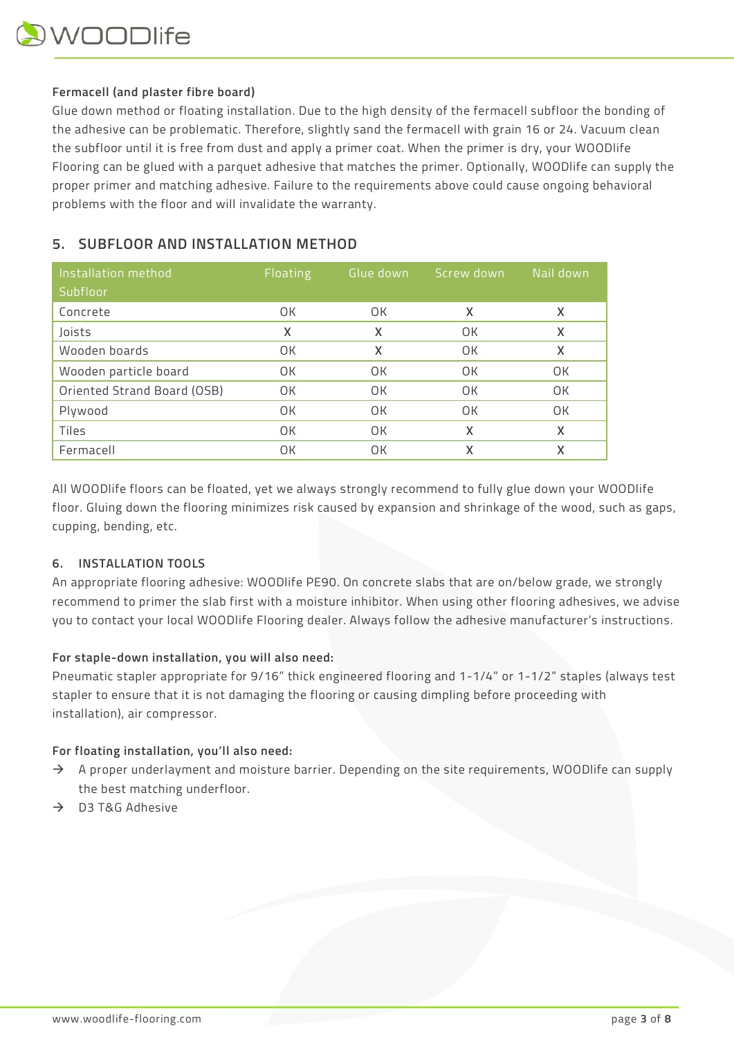**Fermacell (and plaster fibre board)**

Glue down method or floating installation. Due to the high density of the fermacell subfloor the bonding of the adhesive can be problematic. Therefore, slightly sand the fermacell with grain 16 or 24. Vacuum clean the subfloor until it is free from dust and apply a primer coat. When the primer is dry, your WOODlife Flooring can be glued with a parquet adhesive that matches the primer. Optionally, WOODlife can supply the proper primer and matching adhesive. Failure to the requirements above could cause ongoing behavioral problems with the floor and will invalidate the warranty.

## 5. SUBFLOOR AND INSTALLATION METHOD

| Installation method<br>Subfloor | Floating | Glue down | Screw down | Nail down |
|---|---|---|---|---|
| Concrete | OK | OK | X | X |
| Joists | X | X | OK | X |
| Wooden boards | OK | X | OK | X |
| Wooden particle board | OK | OK | OK | OK |
| Oriented Strand Board (OSB) | OK | OK | OK | OK |
| Plywood | OK | OK | OK | OK |
| Tiles | OK | OK | X | X |
| Fermacell | OK | OK | X | X |

All WOODlife floors can be floated, yet we always strongly recommend to fully glue down your WOODlife floor. Gluing down the flooring minimizes risk caused by expansion and shrinkage of the wood, such as gaps, cupping, bending, etc.

## 6. INSTALLATION TOOLS

An appropriate flooring adhesive: WOODlife PE90. On concrete slabs that are on/below grade, we strongly recommend to primer the slab first with a moisture inhibitor. When using other flooring adhesives, we advise you to contact your local WOODlife Flooring dealer. Always follow the adhesive manufacturer's instructions.

**For staple-down installation, you will also need:**

Pneumatic stapler appropriate for 9/16" thick engineered flooring and 1-1/4" or 1-1/2" staples (always test stapler to ensure that it is not damaging the flooring or causing dimpling before proceeding with installation), air compressor.

**For floating installation, you'll also need:**

→ A proper underlayment and moisture barrier. Depending on the site requirements, WOODlife can supply the best matching underfloor.

→ D3 T&G Adhesive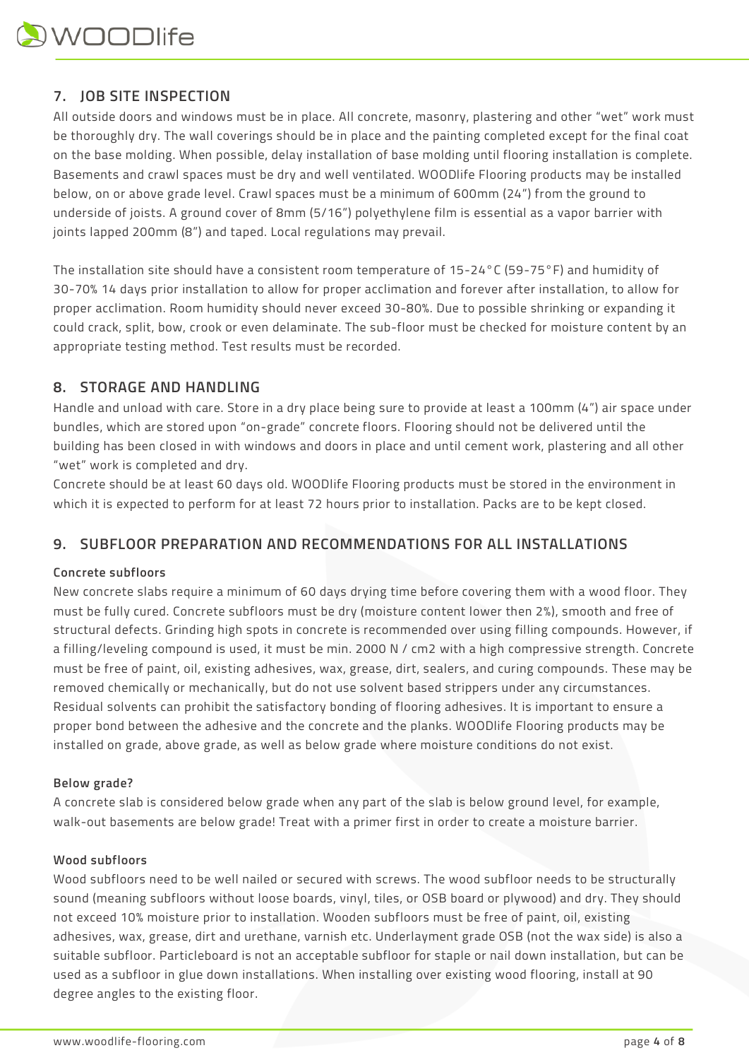## 7. JOB SITE INSPECTION

All outside doors and windows must be in place. All concrete, masonry, plastering and other "wet" work must be thoroughly dry. The wall coverings should be in place and the painting completed except for the final coat on the base molding. When possible, delay installation of base molding until flooring installation is complete. Basements and crawl spaces must be dry and well ventilated. WOODlife Flooring products may be installed below, on or above grade level. Crawl spaces must be a minimum of 600mm (24") from the ground to underside of joists. A ground cover of 8mm (5/16") polyethylene film is essential as a vapor barrier with joints lapped 200mm (8") and taped. Local regulations may prevail.

The installation site should have a consistent room temperature of 15-24°C (59-75°F) and humidity of 30-70% 14 days prior installation to allow for proper acclimation and forever after installation, to allow for proper acclimation. Room humidity should never exceed 30-80%. Due to possible shrinking or expanding it could crack, split, bow, crook or even delaminate. The sub-floor must be checked for moisture content by an appropriate testing method. Test results must be recorded.

## 8. STORAGE AND HANDLING

Handle and unload with care. Store in a dry place being sure to provide at least a 100mm (4") air space under bundles, which are stored upon "on-grade" concrete floors. Flooring should not be delivered until the building has been closed in with windows and doors in place and until cement work, plastering and all other "wet" work is completed and dry.
Concrete should be at least 60 days old. WOODlife Flooring products must be stored in the environment in which it is expected to perform for at least 72 hours prior to installation. Packs are to be kept closed.

## 9. SUBFLOOR PREPARATION AND RECOMMENDATIONS FOR ALL INSTALLATIONS

### Concrete subfloors

New concrete slabs require a minimum of 60 days drying time before covering them with a wood floor. They must be fully cured. Concrete subfloors must be dry (moisture content lower then 2%), smooth and free of structural defects. Grinding high spots in concrete is recommended over using filling compounds. However, if a filling/leveling compound is used, it must be min. 2000 N / cm2 with a high compressive strength. Concrete must be free of paint, oil, existing adhesives, wax, grease, dirt, sealers, and curing compounds. These may be removed chemically or mechanically, but do not use solvent based strippers under any circumstances. Residual solvents can prohibit the satisfactory bonding of flooring adhesives. It is important to ensure a proper bond between the adhesive and the concrete and the planks. WOODlife Flooring products may be installed on grade, above grade, as well as below grade where moisture conditions do not exist.

### Below grade?

A concrete slab is considered below grade when any part of the slab is below ground level, for example, walk-out basements are below grade! Treat with a primer first in order to create a moisture barrier.

### Wood subfloors

Wood subfloors need to be well nailed or secured with screws. The wood subfloor needs to be structurally sound (meaning subfloors without loose boards, vinyl, tiles, or OSB board or plywood) and dry. They should not exceed 10% moisture prior to installation. Wooden subfloors must be free of paint, oil, existing adhesives, wax, grease, dirt and urethane, varnish etc. Underlayment grade OSB (not the wax side) is also a suitable subfloor. Particleboard is not an acceptable subfloor for staple or nail down installation, but can be used as a subfloor in glue down installations. When installing over existing wood flooring, install at 90 degree angles to the existing floor.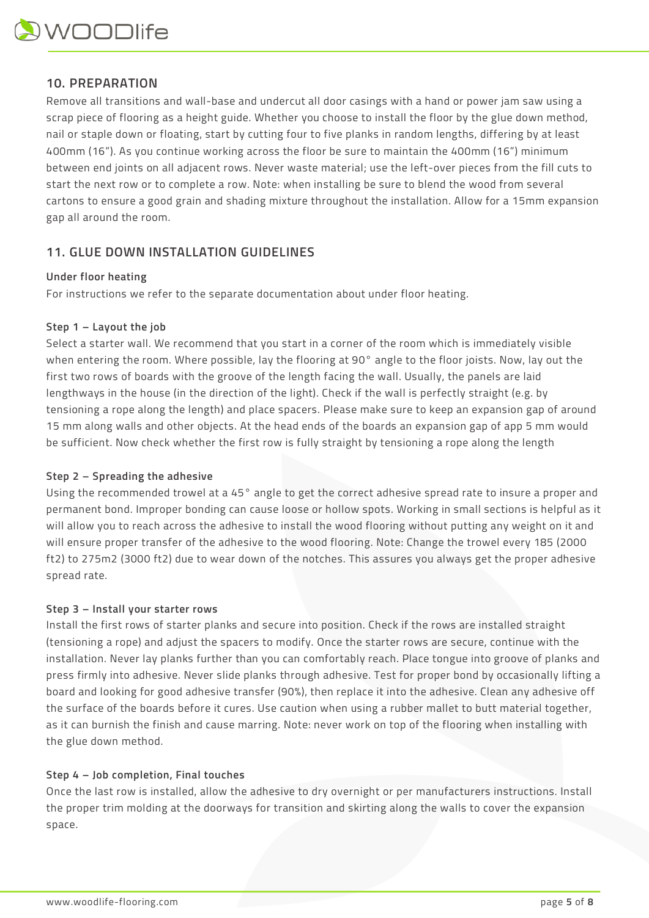## 10. PREPARATION

Remove all transitions and wall-base and undercut all door casings with a hand or power jam saw using a scrap piece of flooring as a height guide. Whether you choose to install the floor by the glue down method, nail or staple down or floating, start by cutting four to five planks in random lengths, differing by at least 400mm (16”). As you continue working across the floor be sure to maintain the 400mm (16”) minimum between end joints on all adjacent rows. Never waste material; use the left-over pieces from the fill cuts to start the next row or to complete a row. Note: when installing be sure to blend the wood from several cartons to ensure a good grain and shading mixture throughout the installation. Allow for a 15mm expansion gap all around the room.

## 11. GLUE DOWN INSTALLATION GUIDELINES

### Under floor heating

For instructions we refer to the separate documentation about under floor heating.

### Step 1 – Layout the job

Select a starter wall. We recommend that you start in a corner of the room which is immediately visible when entering the room. Where possible, lay the flooring at 90° angle to the floor joists. Now, lay out the first two rows of boards with the groove of the length facing the wall. Usually, the panels are laid lengthways in the house (in the direction of the light). Check if the wall is perfectly straight (e.g. by tensioning a rope along the length) and place spacers. Please make sure to keep an expansion gap of around 15 mm along walls and other objects. At the head ends of the boards an expansion gap of app 5 mm would be sufficient. Now check whether the first row is fully straight by tensioning a rope along the length

### Step 2 – Spreading the adhesive

Using the recommended trowel at a 45° angle to get the correct adhesive spread rate to insure a proper and permanent bond. Improper bonding can cause loose or hollow spots. Working in small sections is helpful as it will allow you to reach across the adhesive to install the wood flooring without putting any weight on it and will ensure proper transfer of the adhesive to the wood flooring. Note: Change the trowel every 185 (2000 ft2) to 275m2 (3000 ft2) due to wear down of the notches. This assures you always get the proper adhesive spread rate.

### Step 3 – Install your starter rows

Install the first rows of starter planks and secure into position. Check if the rows are installed straight (tensioning a rope) and adjust the spacers to modify. Once the starter rows are secure, continue with the installation. Never lay planks further than you can comfortably reach. Place tongue into groove of planks and press firmly into adhesive. Never slide planks through adhesive. Test for proper bond by occasionally lifting a board and looking for good adhesive transfer (90%), then replace it into the adhesive. Clean any adhesive off the surface of the boards before it cures. Use caution when using a rubber mallet to butt material together, as it can burnish the finish and cause marring. Note: never work on top of the flooring when installing with the glue down method.

### Step 4 – Job completion, Final touches

Once the last row is installed, allow the adhesive to dry overnight or per manufacturers instructions. Install the proper trim molding at the doorways for transition and skirting along the walls to cover the expansion space.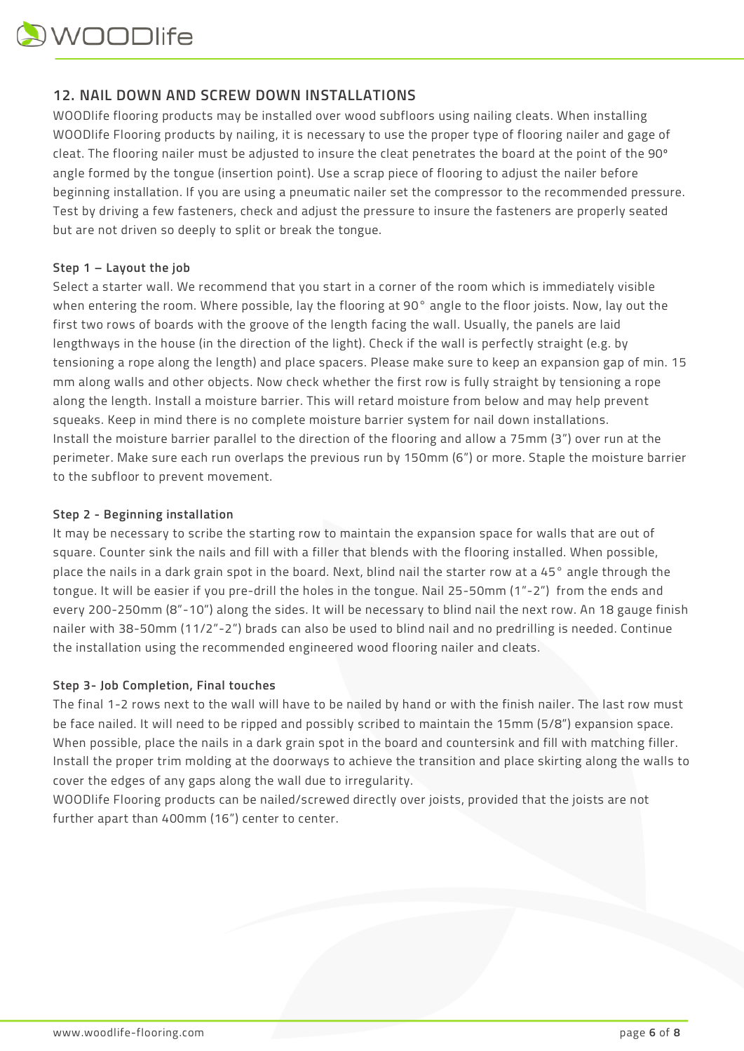## 12. NAIL DOWN AND SCREW DOWN INSTALLATIONS

WOODlife flooring products may be installed over wood subfloors using nailing cleats. When installing WOODlife Flooring products by nailing, it is necessary to use the proper type of flooring nailer and gage of cleat. The flooring nailer must be adjusted to insure the cleat penetrates the board at the point of the 90° angle formed by the tongue (insertion point). Use a scrap piece of flooring to adjust the nailer before beginning installation. If you are using a pneumatic nailer set the compressor to the recommended pressure. Test by driving a few fasteners, check and adjust the pressure to insure the fasteners are properly seated but are not driven so deeply to split or break the tongue.

### Step 1 – Layout the job

Select a starter wall. We recommend that you start in a corner of the room which is immediately visible when entering the room. Where possible, lay the flooring at 90° angle to the floor joists. Now, lay out the first two rows of boards with the groove of the length facing the wall. Usually, the panels are laid lengthways in the house (in the direction of the light). Check if the wall is perfectly straight (e.g. by tensioning a rope along the length) and place spacers. Please make sure to keep an expansion gap of min. 15 mm along walls and other objects. Now check whether the first row is fully straight by tensioning a rope along the length. Install a moisture barrier. This will retard moisture from below and may help prevent squeaks. Keep in mind there is no complete moisture barrier system for nail down installations.
Install the moisture barrier parallel to the direction of the flooring and allow a 75mm (3") over run at the perimeter. Make sure each run overlaps the previous run by 150mm (6") or more. Staple the moisture barrier to the subfloor to prevent movement.

### Step 2 - Beginning installation

It may be necessary to scribe the starting row to maintain the expansion space for walls that are out of square. Counter sink the nails and fill with a filler that blends with the flooring installed. When possible, place the nails in a dark grain spot in the board. Next, blind nail the starter row at a 45° angle through the tongue. It will be easier if you pre-drill the holes in the tongue. Nail 25-50mm (1"-2") from the ends and every 200-250mm (8"-10") along the sides. It will be necessary to blind nail the next row. An 18 gauge finish nailer with 38-50mm (11/2"-2") brads can also be used to blind nail and no predrilling is needed. Continue the installation using the recommended engineered wood flooring nailer and cleats.

### Step 3- Job Completion, Final touches

The final 1-2 rows next to the wall will have to be nailed by hand or with the finish nailer. The last row must be face nailed. It will need to be ripped and possibly scribed to maintain the 15mm (5/8") expansion space. When possible, place the nails in a dark grain spot in the board and countersink and fill with matching filler. Install the proper trim molding at the doorways to achieve the transition and place skirting along the walls to cover the edges of any gaps along the wall due to irregularity.
WOODlife Flooring products can be nailed/screwed directly over joists, provided that the joists are not further apart than 400mm (16") center to center.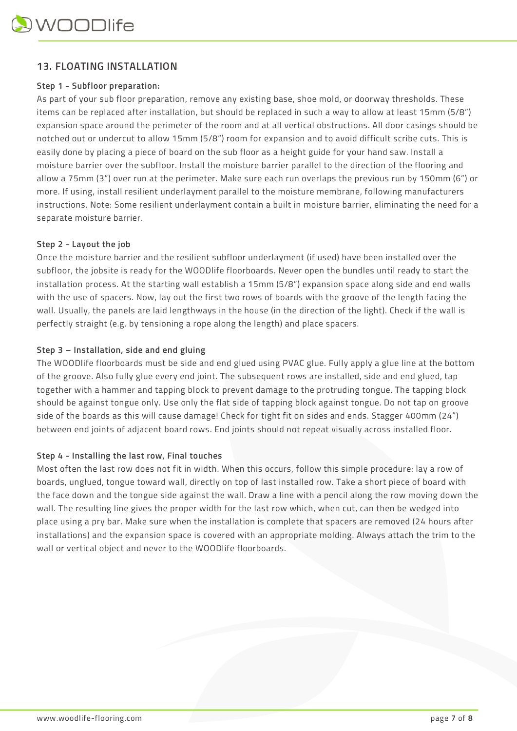## 13. FLOATING INSTALLATION

### Step 1 - Subfloor preparation:

As part of your sub floor preparation, remove any existing base, shoe mold, or doorway thresholds. These items can be replaced after installation, but should be replaced in such a way to allow at least 15mm (5/8") expansion space around the perimeter of the room and at all vertical obstructions. All door casings should be notched out or undercut to allow 15mm (5/8") room for expansion and to avoid difficult scribe cuts. This is easily done by placing a piece of board on the sub floor as a height guide for your hand saw. Install a moisture barrier over the subfloor. Install the moisture barrier parallel to the direction of the flooring and allow a 75mm (3") over run at the perimeter. Make sure each run overlaps the previous run by 150mm (6") or more. If using, install resilient underlayment parallel to the moisture membrane, following manufacturers instructions. Note: Some resilient underlayment contain a built in moisture barrier, eliminating the need for a separate moisture barrier.

### Step 2 - Layout the job

Once the moisture barrier and the resilient subfloor underlayment (if used) have been installed over the subfloor, the jobsite is ready for the WOODlife floorboards. Never open the bundles until ready to start the installation process. At the starting wall establish a 15mm (5/8") expansion space along side and end walls with the use of spacers. Now, lay out the first two rows of boards with the groove of the length facing the wall. Usually, the panels are laid lengthways in the house (in the direction of the light). Check if the wall is perfectly straight (e.g. by tensioning a rope along the length) and place spacers.

### Step 3 – Installation, side and end gluing

The WOODlife floorboards must be side and end glued using PVAC glue. Fully apply a glue line at the bottom of the groove. Also fully glue every end joint. The subsequent rows are installed, side and end glued, tap together with a hammer and tapping block to prevent damage to the protruding tongue. The tapping block should be against tongue only. Use only the flat side of tapping block against tongue. Do not tap on groove side of the boards as this will cause damage! Check for tight fit on sides and ends. Stagger 400mm (24") between end joints of adjacent board rows. End joints should not repeat visually across installed floor.

### Step 4 - Installing the last row, Final touches

Most often the last row does not fit in width. When this occurs, follow this simple procedure: lay a row of boards, unglued, tongue toward wall, directly on top of last installed row. Take a short piece of board with the face down and the tongue side against the wall. Draw a line with a pencil along the row moving down the wall. The resulting line gives the proper width for the last row which, when cut, can then be wedged into place using a pry bar. Make sure when the installation is complete that spacers are removed (24 hours after installations) and the expansion space is covered with an appropriate molding. Always attach the trim to the wall or vertical object and never to the WOODlife floorboards.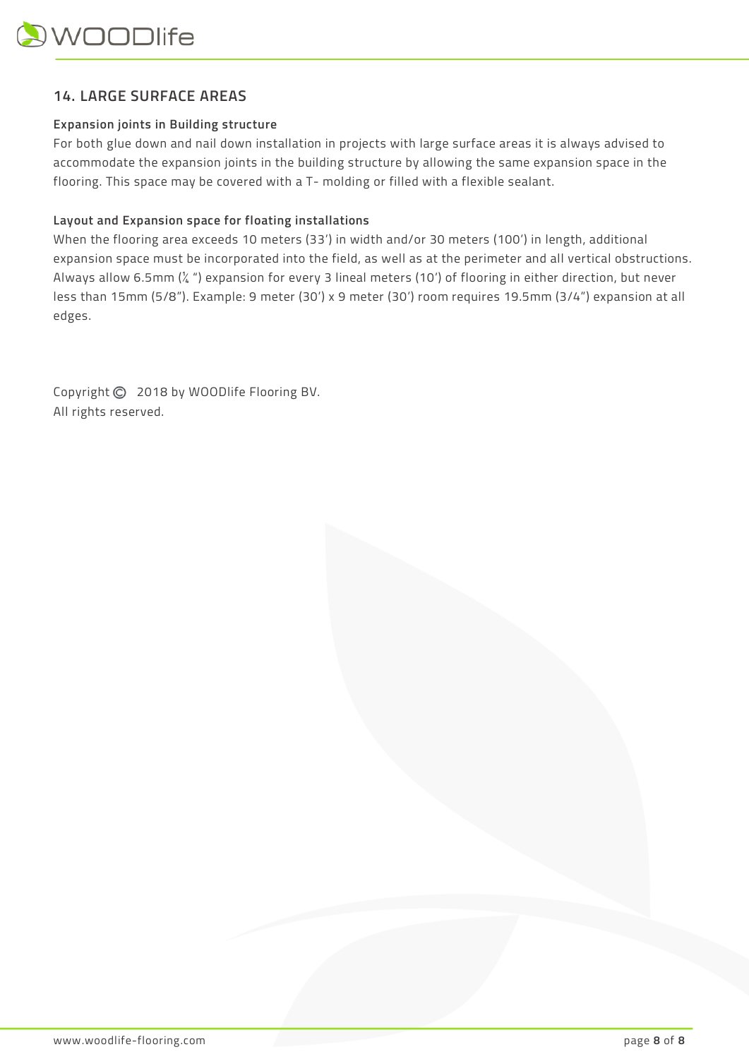## 14. LARGE SURFACE AREAS

### Expansion joints in Building structure

For both glue down and nail down installation in projects with large surface areas it is always advised to accommodate the expansion joints in the building structure by allowing the same expansion space in the flooring. This space may be covered with a T- molding or filled with a flexible sealant.

### Layout and Expansion space for floating installations

When the flooring area exceeds 10 meters (33') in width and/or 30 meters (100') in length, additional expansion space must be incorporated into the field, as well as at the perimeter and all vertical obstructions. Always allow 6.5mm (¼ ") expansion for every 3 lineal meters (10') of flooring in either direction, but never less than 15mm (5/8"). Example: 9 meter (30') x 9 meter (30') room requires 19.5mm (3/4") expansion at all edges.

Copyright © 2018 by WOODlife Flooring BV.
All rights reserved.